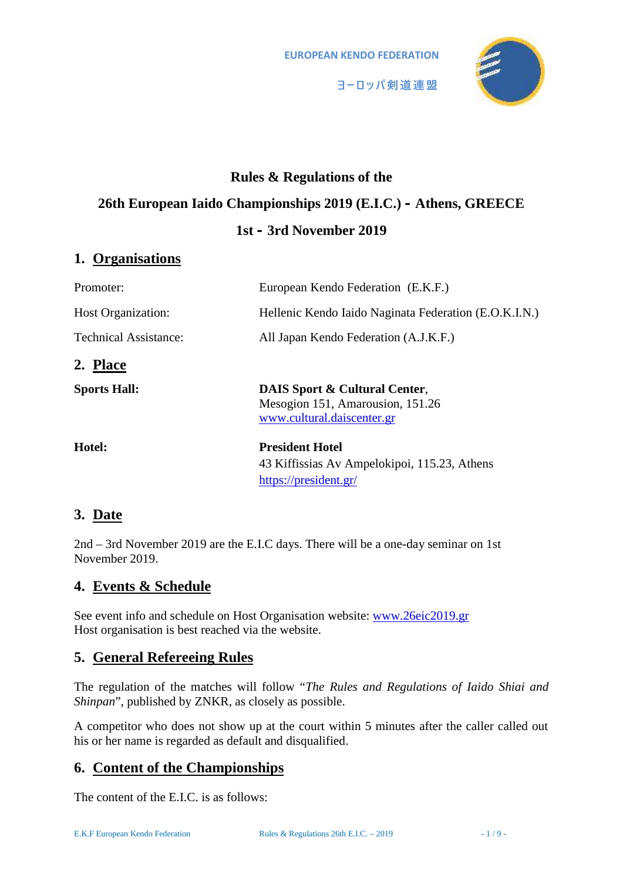EUROPEAN KENDO FEDERATION

ヨーロッパ剣道連盟

# Rules & Regulations of the

# 26th European Iaido Championships 2019 (E.I.C.) - Athens, GREECE

# 1st - 3rd November 2019

## 1. Organisations

| | |
|---|---|
| Promoter: | European Kendo Federation (E.K.F.) |
| Host Organization: | Hellenic Kendo Iaido Naginata Federation (E.O.K.I.N.) |
| Technical Assistance: | All Japan Kendo Federation (A.J.K.F.) |

## 2. Place

| | |
|---|---|
| **Sports Hall:** | **DAIS Sport & Cultural Center**, Mesogion 151, Amarousion, 151.26 www.cultural.daiscenter.gr |
| **Hotel:** | **President Hotel** 43 Kiffissias Av Ampelokipoi, 115.23, Athens https://president.gr/ |

## 3. Date

2nd – 3rd November 2019 are the E.I.C days. There will be a one-day seminar on 1st November 2019.

## 4. Events & Schedule

See event info and schedule on Host Organisation website: www.26eic2019.gr
Host organisation is best reached via the website.

## 5. General Refereeing Rules

The regulation of the matches will follow "*The Rules and Regulations of Iaido Shiai and Shinpan*", published by ZNKR, as closely as possible.

A competitor who does not show up at the court within 5 minutes after the caller called out his or her name is regarded as default and disqualified.

## 6. Content of the Championships

The content of the E.I.C. is as follows: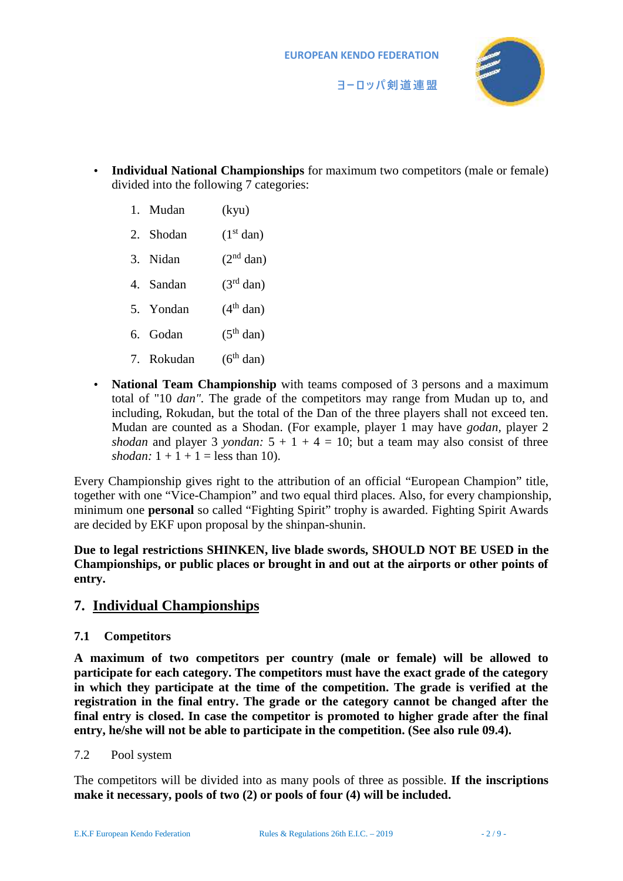- **Individual National Championships** for maximum two competitors (male or female) divided into the following 7 categories:

  1. Mudan (kyu)
  2. Shodan (1st dan)
  3. Nidan (2nd dan)
  4. Sandan (3rd dan)
  5. Yondan (4th dan)
  6. Godan (5th dan)
  7. Rokudan (6th dan)

- **National Team Championship** with teams composed of 3 persons and a maximum total of "10 *dan"*. The grade of the competitors may range from Mudan up to, and including, Rokudan, but the total of the Dan of the three players shall not exceed ten. Mudan are counted as a Shodan. (For example, player 1 may have *godan*, player 2 *shodan* and player 3 *yondan:* 5 + 1 + 4 = 10; but a team may also consist of three *shodan:* 1 + 1 + 1 = less than 10).

Every Championship gives right to the attribution of an official "European Champion" title, together with one "Vice-Champion" and two equal third places. Also, for every championship, minimum one **personal** so called "Fighting Spirit" trophy is awarded. Fighting Spirit Awards are decided by EKF upon proposal by the shinpan-shunin.

**Due to legal restrictions SHINKEN, live blade swords, SHOULD NOT BE USED in the Championships, or public places or brought in and out at the airports or other points of entry.**

## 7. Individual Championships

### 7.1 Competitors

**A maximum of two competitors per country (male or female) will be allowed to participate for each category. The competitors must have the exact grade of the category in which they participate at the time of the competition. The grade is verified at the registration in the final entry. The grade or the category cannot be changed after the final entry is closed. In case the competitor is promoted to higher grade after the final entry, he/she will not be able to participate in the competition. (See also rule 09.4).**

### 7.2 Pool system

The competitors will be divided into as many pools of three as possible. **If the inscriptions make it necessary, pools of two (2) or pools of four (4) will be included.**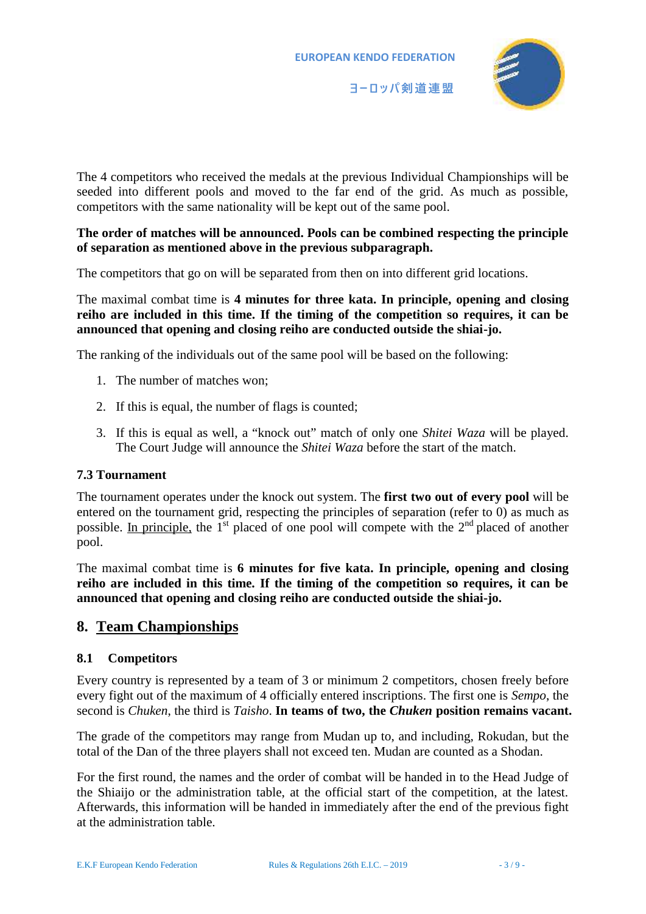The 4 competitors who received the medals at the previous Individual Championships will be seeded into different pools and moved to the far end of the grid. As much as possible, competitors with the same nationality will be kept out of the same pool.

**The order of matches will be announced. Pools can be combined respecting the principle of separation as mentioned above in the previous subparagraph.**

The competitors that go on will be separated from then on into different grid locations.

The maximal combat time is **4 minutes for three kata. In principle, opening and closing reiho are included in this time. If the timing of the competition so requires, it can be announced that opening and closing reiho are conducted outside the shiai-jo.**

The ranking of the individuals out of the same pool will be based on the following:

1. The number of matches won;
2. If this is equal, the number of flags is counted;
3. If this is equal as well, a "knock out" match of only one *Shitei Waza* will be played. The Court Judge will announce the *Shitei Waza* before the start of the match.

### 7.3 Tournament

The tournament operates under the knock out system. The **first two out of every pool** will be entered on the tournament grid, respecting the principles of separation (refer to 0) as much as possible. In principle, the 1st placed of one pool will compete with the 2nd placed of another pool.

The maximal combat time is **6 minutes for five kata. In principle, opening and closing reiho are included in this time. If the timing of the competition so requires, it can be announced that opening and closing reiho are conducted outside the shiai-jo.**

## 8. Team Championships

### 8.1 Competitors

Every country is represented by a team of 3 or minimum 2 competitors, chosen freely before every fight out of the maximum of 4 officially entered inscriptions. The first one is *Sempo*, the second is *Chuken*, the third is *Taisho*. **In teams of two, the *Chuken* position remains vacant.**

The grade of the competitors may range from Mudan up to, and including, Rokudan, but the total of the Dan of the three players shall not exceed ten. Mudan are counted as a Shodan.

For the first round, the names and the order of combat will be handed in to the Head Judge of the Shiaijo or the administration table, at the official start of the competition, at the latest. Afterwards, this information will be handed in immediately after the end of the previous fight at the administration table.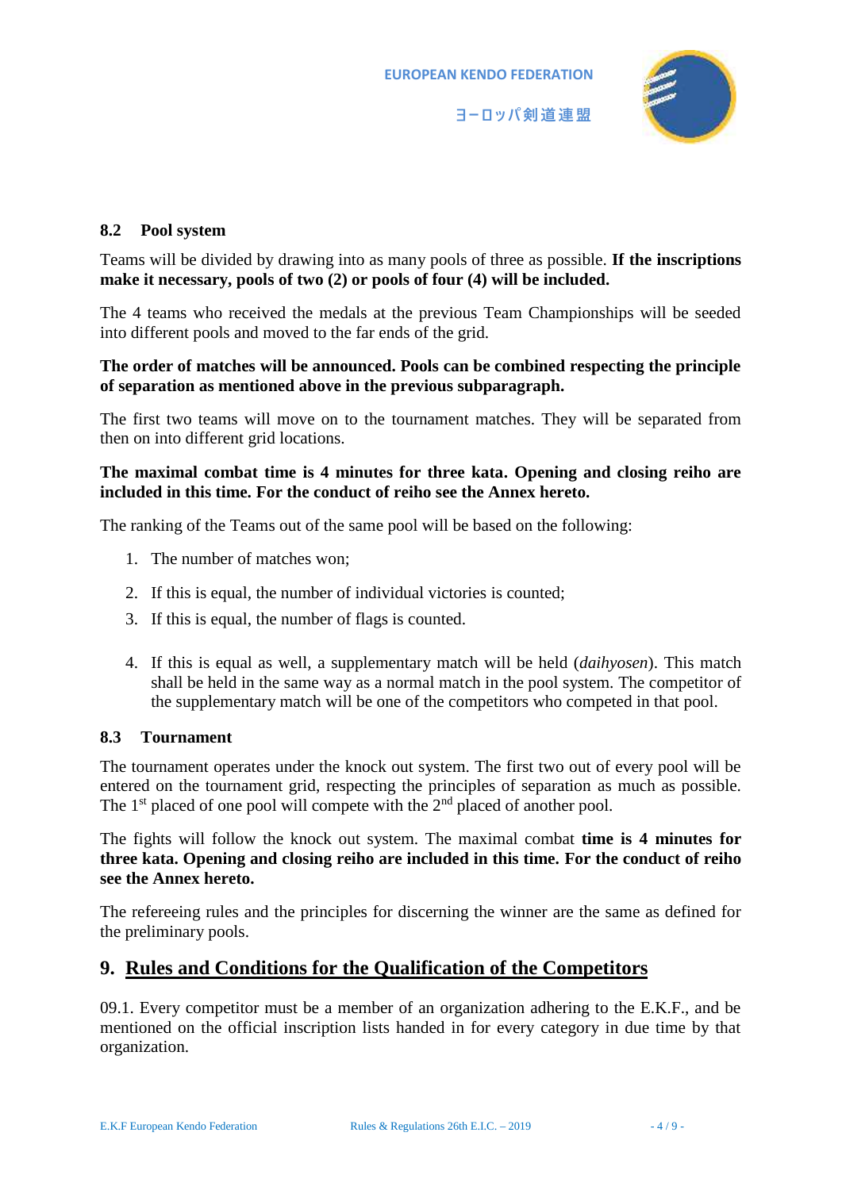### 8.2 Pool system

Teams will be divided by drawing into as many pools of three as possible. **If the inscriptions make it necessary, pools of two (2) or pools of four (4) will be included.**

The 4 teams who received the medals at the previous Team Championships will be seeded into different pools and moved to the far ends of the grid.

**The order of matches will be announced. Pools can be combined respecting the principle of separation as mentioned above in the previous subparagraph.**

The first two teams will move on to the tournament matches. They will be separated from then on into different grid locations.

**The maximal combat time is 4 minutes for three kata. Opening and closing reiho are included in this time. For the conduct of reiho see the Annex hereto.**

The ranking of the Teams out of the same pool will be based on the following:

1. The number of matches won;
2. If this is equal, the number of individual victories is counted;
3. If this is equal, the number of flags is counted.
4. If this is equal as well, a supplementary match will be held (*daihyosen*). This match shall be held in the same way as a normal match in the pool system. The competitor of the supplementary match will be one of the competitors who competed in that pool.

### 8.3 Tournament

The tournament operates under the knock out system. The first two out of every pool will be entered on the tournament grid, respecting the principles of separation as much as possible. The 1st placed of one pool will compete with the 2nd placed of another pool.

The fights will follow the knock out system. The maximal combat **time is 4 minutes for three kata. Opening and closing reiho are included in this time. For the conduct of reiho see the Annex hereto.**

The refereeing rules and the principles for discerning the winner are the same as defined for the preliminary pools.

## 9. Rules and Conditions for the Qualification of the Competitors

09.1. Every competitor must be a member of an organization adhering to the E.K.F., and be mentioned on the official inscription lists handed in for every category in due time by that organization.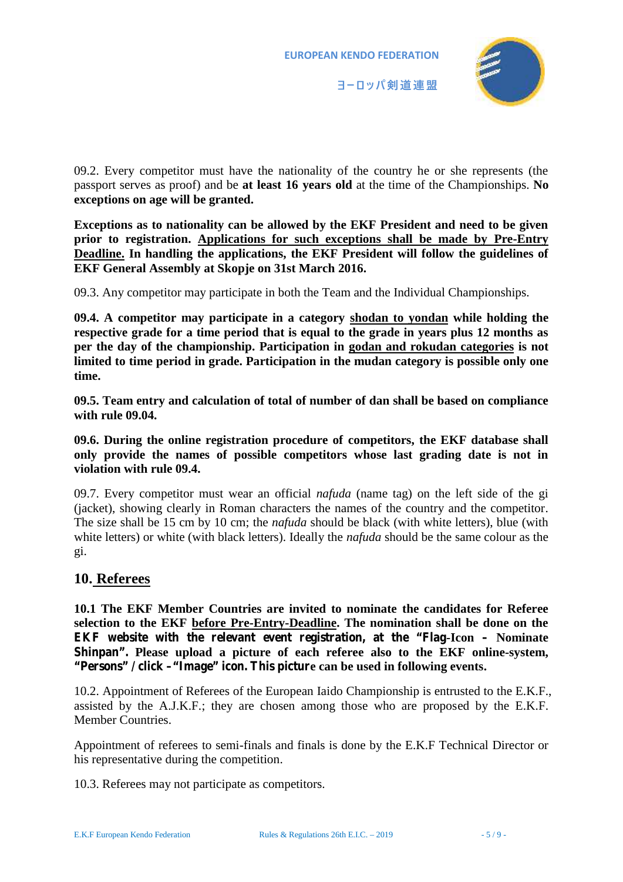09.2. Every competitor must have the nationality of the country he or she represents (the passport serves as proof) and be **at least 16 years old** at the time of the Championships. **No exceptions on age will be granted.**

**Exceptions as to nationality can be allowed by the EKF President and need to be given prior to registration. <u>Applications for such exceptions shall be made by Pre-Entry Deadline.</u> In handling the applications, the EKF President will follow the guidelines of EKF General Assembly at Skopje on 31st March 2016.**

09.3. Any competitor may participate in both the Team and the Individual Championships.

**09.4. A competitor may participate in a category <u>shodan to yondan</u> while holding the respective grade for a time period that is equal to the grade in years plus 12 months as per the day of the championship. Participation in <u>godan and rokudan categories</u> is not limited to time period in grade. Participation in the mudan category is possible only one time.**

**09.5. Team entry and calculation of total of number of dan shall be based on compliance with rule 09.04.**

**09.6. During the online registration procedure of competitors, the EKF database shall only provide the names of possible competitors whose last grading date is not in violation with rule 09.4.**

09.7. Every competitor must wear an official *nafuda* (name tag) on the left side of the gi (jacket), showing clearly in Roman characters the names of the country and the competitor. The size shall be 15 cm by 10 cm; the *nafuda* should be black (with white letters), blue (with white letters) or white (with black letters). Ideally the *nafuda* should be the same colour as the gi.

## 10. Referees

**10.1 The EKF Member Countries are invited to nominate the candidates for Referee selection to the EKF <u>before Pre-Entry-Deadline</u>. The nomination shall be done on the EKF website with the relevant event registration, at the "Flag-Icon – Nominate Shinpan". Please upload a picture of each referee also to the EKF online-system, "Persons" / click – "Image" icon. This picture can be used in following events.**

10.2. Appointment of Referees of the European Iaido Championship is entrusted to the E.K.F., assisted by the A.J.K.F.; they are chosen among those who are proposed by the E.K.F. Member Countries.

Appointment of referees to semi-finals and finals is done by the E.K.F Technical Director or his representative during the competition.

10.3. Referees may not participate as competitors.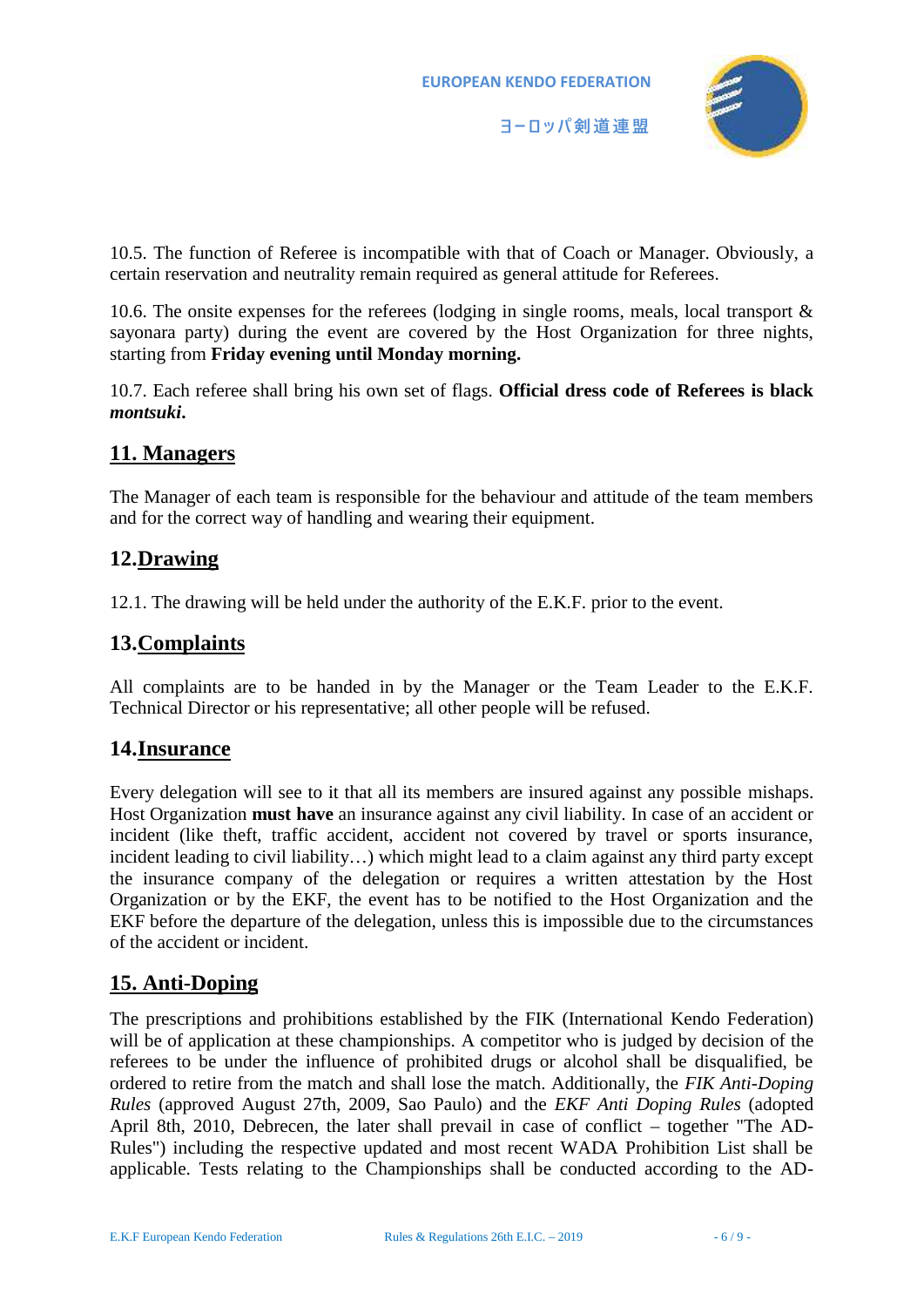10.5. The function of Referee is incompatible with that of Coach or Manager. Obviously, a certain reservation and neutrality remain required as general attitude for Referees.

10.6. The onsite expenses for the referees (lodging in single rooms, meals, local transport & sayonara party) during the event are covered by the Host Organization for three nights, starting from **Friday evening until Monday morning.**

10.7. Each referee shall bring his own set of flags. **Official dress code of Referees is black *montsuki*.**

## 11. Managers

The Manager of each team is responsible for the behaviour and attitude of the team members and for the correct way of handling and wearing their equipment.

## 12. Drawing

12.1. The drawing will be held under the authority of the E.K.F. prior to the event.

## 13. Complaints

All complaints are to be handed in by the Manager or the Team Leader to the E.K.F. Technical Director or his representative; all other people will be refused.

## 14. Insurance

Every delegation will see to it that all its members are insured against any possible mishaps. Host Organization **must have** an insurance against any civil liability. In case of an accident or incident (like theft, traffic accident, accident not covered by travel or sports insurance, incident leading to civil liability…) which might lead to a claim against any third party except the insurance company of the delegation or requires a written attestation by the Host Organization or by the EKF, the event has to be notified to the Host Organization and the EKF before the departure of the delegation, unless this is impossible due to the circumstances of the accident or incident.

## 15. Anti-Doping

The prescriptions and prohibitions established by the FIK (International Kendo Federation) will be of application at these championships. A competitor who is judged by decision of the referees to be under the influence of prohibited drugs or alcohol shall be disqualified, be ordered to retire from the match and shall lose the match. Additionally, the *FIK Anti-Doping Rules* (approved August 27th, 2009, Sao Paulo) and the *EKF Anti Doping Rules* (adopted April 8th, 2010, Debrecen, the later shall prevail in case of conflict – together "The AD-Rules") including the respective updated and most recent WADA Prohibition List shall be applicable. Tests relating to the Championships shall be conducted according to the AD-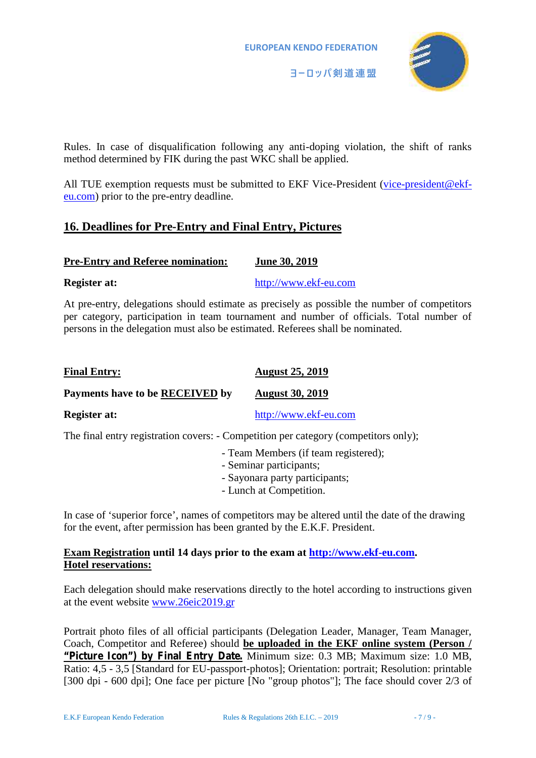Rules. In case of disqualification following any anti-doping violation, the shift of ranks method determined by FIK during the past WKC shall be applied.

All TUE exemption requests must be submitted to EKF Vice-President (vice-president@ekf-eu.com) prior to the pre-entry deadline.

## 16. Deadlines for Pre-Entry and Final Entry, Pictures

**Pre-Entry and Referee nomination:** **June 30, 2019**

**Register at:** http://www.ekf-eu.com

At pre-entry, delegations should estimate as precisely as possible the number of competitors per category, participation in team tournament and number of officials. Total number of persons in the delegation must also be estimated. Referees shall be nominated.

**Final Entry:** **August 25, 2019**

**Payments have to be RECEIVED by** **August 30, 2019**

**Register at:** http://www.ekf-eu.com

The final entry registration covers:
- Competition per category (competitors only);
- Team Members (if team registered);
- Seminar participants;
- Sayonara party participants;
- Lunch at Competition.

In case of 'superior force', names of competitors may be altered until the date of the drawing for the event, after permission has been granted by the E.K.F. President.

**Exam Registration until 14 days prior to the exam at http://www.ekf-eu.com.**
**Hotel reservations:**

Each delegation should make reservations directly to the hotel according to instructions given at the event website www.26eic2019.gr

Portrait photo files of all official participants (Delegation Leader, Manager, Team Manager, Coach, Competitor and Referee) should **be uploaded in the EKF online system (Person / "Picture Icon") by Final Entry Date.** Minimum size: 0.3 MB; Maximum size: 1.0 MB, Ratio: 4,5 - 3,5 [Standard for EU-passport-photos]; Orientation: portrait; Resolution: printable [300 dpi - 600 dpi]; One face per picture [No "group photos"]; The face should cover 2/3 of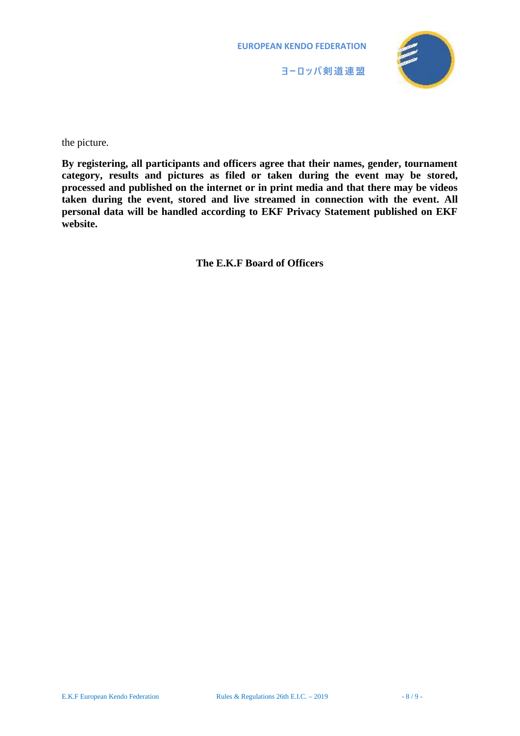the picture.

**By registering, all participants and officers agree that their names, gender, tournament category, results and pictures as filed or taken during the event may be stored, processed and published on the internet or in print media and that there may be videos taken during the event, stored and live streamed in connection with the event. All personal data will be handled according to EKF Privacy Statement published on EKF website.**

**The E.K.F Board of Officers**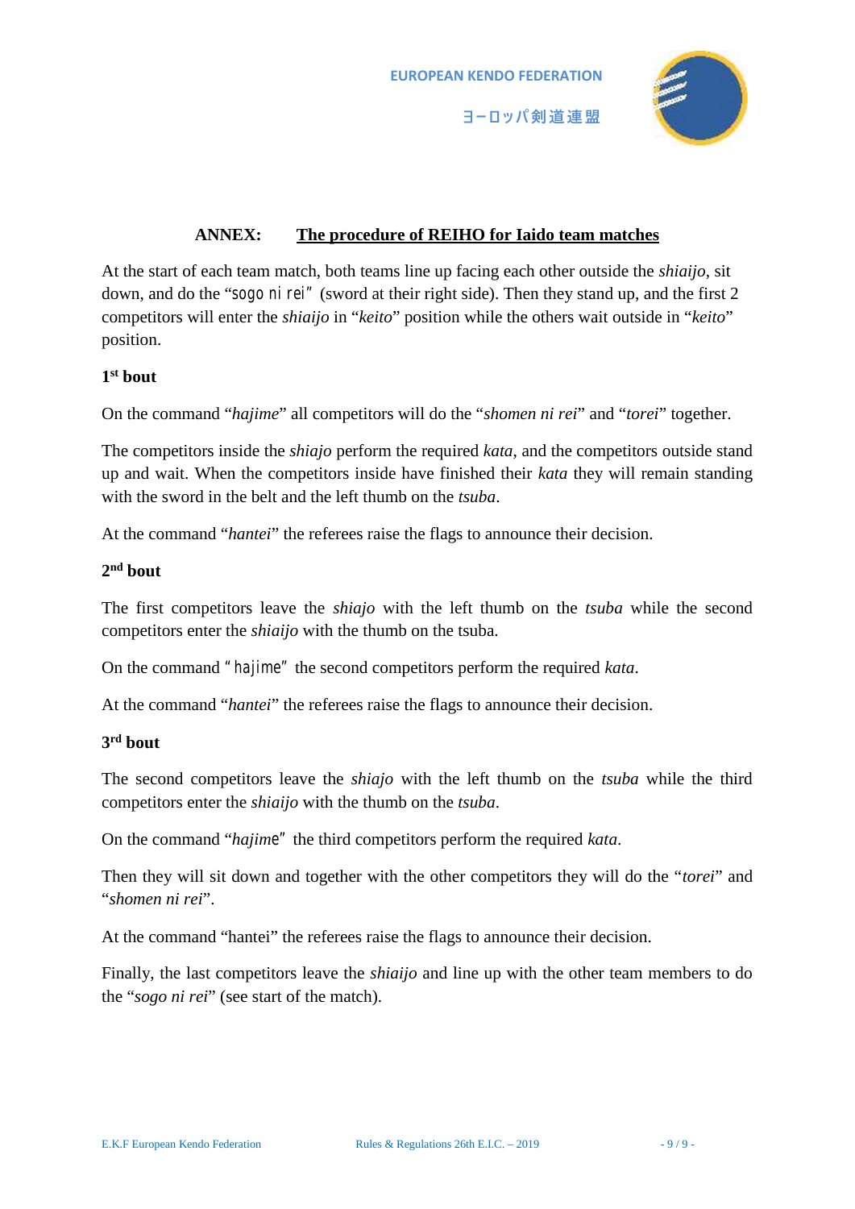## ANNEX: The procedure of REIHO for Iaido team matches

At the start of each team match, both teams line up facing each other outside the *shiaijo*, sit down, and do the "sogo ni rei" (sword at their right side). Then they stand up, and the first 2 competitors will enter the *shiaijo* in "*keito*" position while the others wait outside in "*keito*" position.

### 1st bout

On the command "*hajime*" all competitors will do the "*shomen ni rei*" and "*torei*" together.

The competitors inside the *shiajo* perform the required *kata*, and the competitors outside stand up and wait. When the competitors inside have finished their *kata* they will remain standing with the sword in the belt and the left thumb on the *tsuba*.

At the command "*hantei*" the referees raise the flags to announce their decision.

### 2nd bout

The first competitors leave the *shiajo* with the left thumb on the *tsuba* while the second competitors enter the *shiaijo* with the thumb on the tsuba.

On the command "hajime" the second competitors perform the required *kata*.

At the command "*hantei*" the referees raise the flags to announce their decision.

### 3rd bout

The second competitors leave the *shiajo* with the left thumb on the *tsuba* while the third competitors enter the *shiaijo* with the thumb on the *tsuba*.

On the command "*hajime*" the third competitors perform the required *kata*.

Then they will sit down and together with the other competitors they will do the "*torei*" and "*shomen ni rei*".

At the command "hantei" the referees raise the flags to announce their decision.

Finally, the last competitors leave the *shiaijo* and line up with the other team members to do the "*sogo ni rei*" (see start of the match).